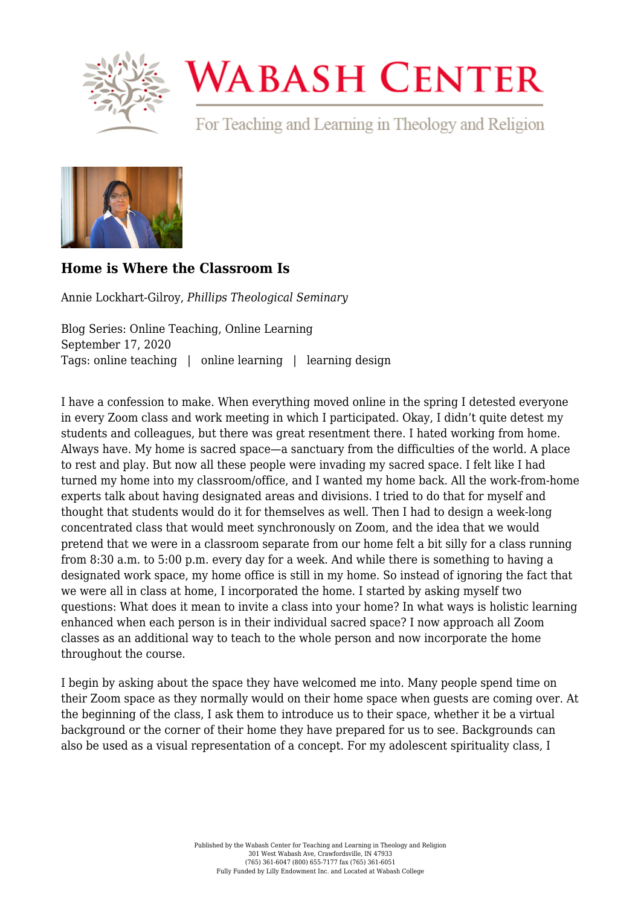# Wabash Center

For Teaching and Learning in Theology and Religion

## Home is Where the Classroom Is

Annie Lockhart-Gilroy, *Phillips Theological Seminary*

Blog Series: Online Teaching, Online Learning
September 17, 2020
Tags: online teaching | online learning | learning design

I have a confession to make. When everything moved online in the spring I detested everyone in every Zoom class and work meeting in which I participated. Okay, I didn't quite detest my students and colleagues, but there was great resentment there. I hated working from home. Always have. My home is sacred space—a sanctuary from the difficulties of the world. A place to rest and play. But now all these people were invading my sacred space. I felt like I had turned my home into my classroom/office, and I wanted my home back. All the work-from-home experts talk about having designated areas and divisions. I tried to do that for myself and thought that students would do it for themselves as well. Then I had to design a week-long concentrated class that would meet synchronously on Zoom, and the idea that we would pretend that we were in a classroom separate from our home felt a bit silly for a class running from 8:30 a.m. to 5:00 p.m. every day for a week. And while there is something to having a designated work space, my home office is still in my home. So instead of ignoring the fact that we were all in class at home, I incorporated the home. I started by asking myself two questions: What does it mean to invite a class into your home? In what ways is holistic learning enhanced when each person is in their individual sacred space? I now approach all Zoom classes as an additional way to teach to the whole person and now incorporate the home throughout the course.

I begin by asking about the space they have welcomed me into. Many people spend time on their Zoom space as they normally would on their home space when guests are coming over. At the beginning of the class, I ask them to introduce us to their space, whether it be a virtual background or the corner of their home they have prepared for us to see. Backgrounds can also be used as a visual representation of a concept. For my adolescent spirituality class, I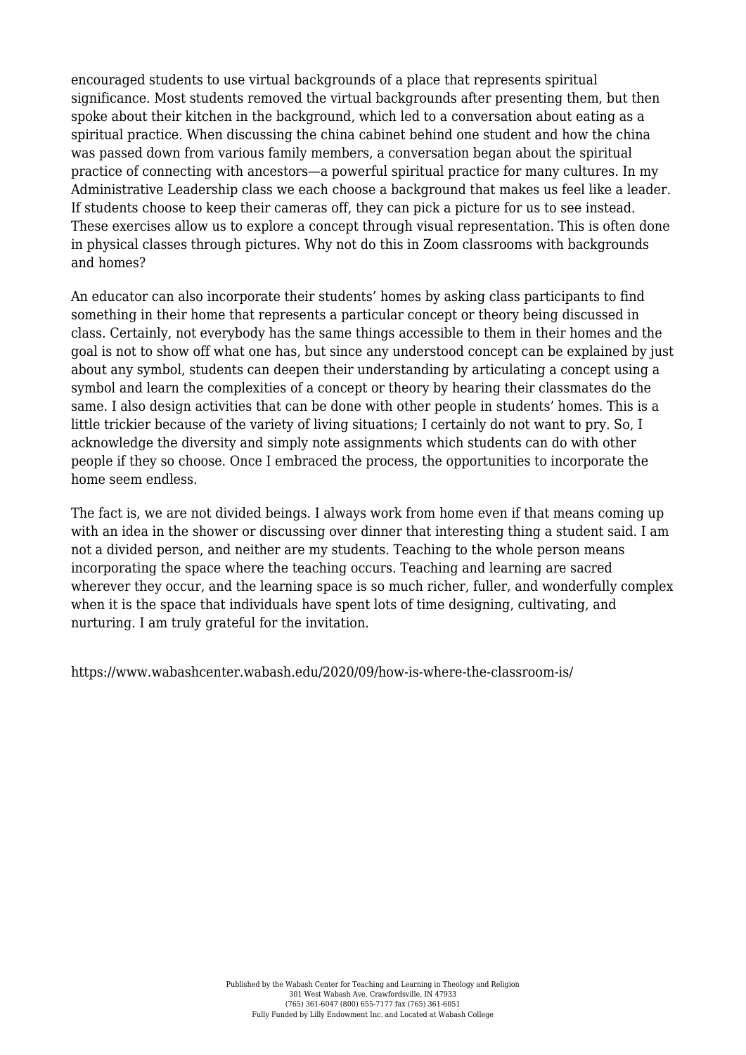encouraged students to use virtual backgrounds of a place that represents spiritual significance. Most students removed the virtual backgrounds after presenting them, but then spoke about their kitchen in the background, which led to a conversation about eating as a spiritual practice. When discussing the china cabinet behind one student and how the china was passed down from various family members, a conversation began about the spiritual practice of connecting with ancestors—a powerful spiritual practice for many cultures. In my Administrative Leadership class we each choose a background that makes us feel like a leader. If students choose to keep their cameras off, they can pick a picture for us to see instead. These exercises allow us to explore a concept through visual representation. This is often done in physical classes through pictures. Why not do this in Zoom classrooms with backgrounds and homes?

An educator can also incorporate their students' homes by asking class participants to find something in their home that represents a particular concept or theory being discussed in class. Certainly, not everybody has the same things accessible to them in their homes and the goal is not to show off what one has, but since any understood concept can be explained by just about any symbol, students can deepen their understanding by articulating a concept using a symbol and learn the complexities of a concept or theory by hearing their classmates do the same. I also design activities that can be done with other people in students' homes. This is a little trickier because of the variety of living situations; I certainly do not want to pry. So, I acknowledge the diversity and simply note assignments which students can do with other people if they so choose. Once I embraced the process, the opportunities to incorporate the home seem endless.

The fact is, we are not divided beings. I always work from home even if that means coming up with an idea in the shower or discussing over dinner that interesting thing a student said. I am not a divided person, and neither are my students. Teaching to the whole person means incorporating the space where the teaching occurs. Teaching and learning are sacred wherever they occur, and the learning space is so much richer, fuller, and wonderfully complex when it is the space that individuals have spent lots of time designing, cultivating, and nurturing. I am truly grateful for the invitation.

https://www.wabashcenter.wabash.edu/2020/09/how-is-where-the-classroom-is/

Published by the Wabash Center for Teaching and Learning in Theology and Religion
301 West Wabash Ave, Crawfordsville, IN 47933
(765) 361-6047 (800) 655-7177 fax (765) 361-6051
Fully Funded by Lilly Endowment Inc. and Located at Wabash College